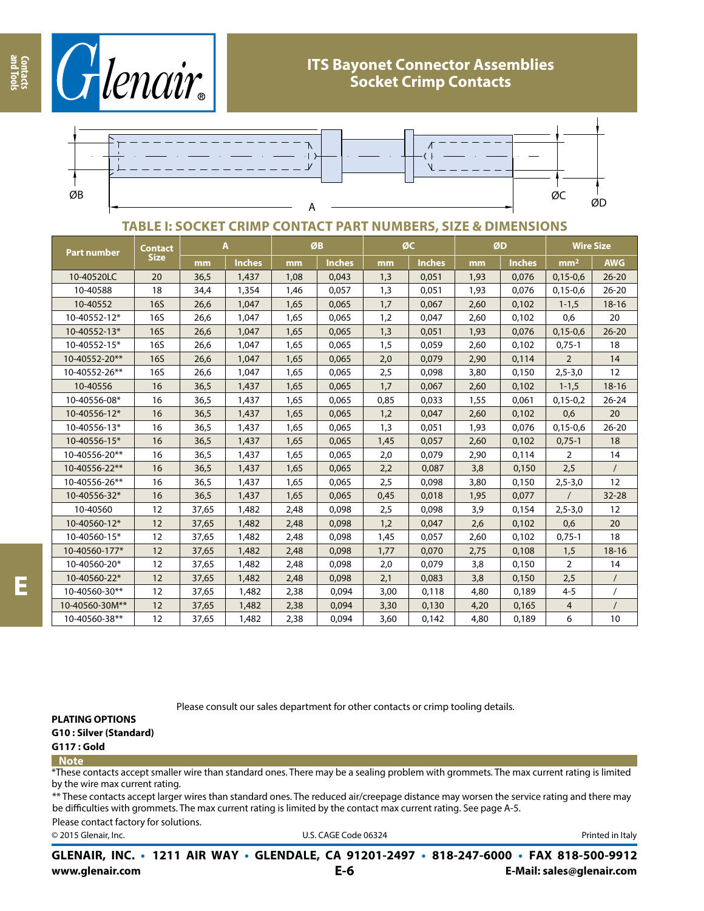# ITS Bayonet Connector Assemblies
## Socket Crimp Contacts

ØB ØC ØD A

### TABLE I: SOCKET CRIMP CONTACT PART NUMBERS, SIZE & DIMENSIONS

| Part number | Contact Size | A | | ØB | | ØC | | ØD | | Wire Size | |
|---|---|---|---|---|---|---|---|---|---|---|---|
| | | mm | Inches | mm | Inches | mm | Inches | mm | Inches | mm² | AWG |
| 10-40520LC | 20 | 36,5 | 1,437 | 1,08 | 0,043 | 1,3 | 0,051 | 1,93 | 0,076 | 0,15-0,6 | 26-20 |
| 10-40588 | 18 | 34,4 | 1,354 | 1,46 | 0,057 | 1,3 | 0,051 | 1,93 | 0,076 | 0,15-0,6 | 26-20 |
| 10-40552 | 16S | 26,6 | 1,047 | 1,65 | 0,065 | 1,7 | 0,067 | 2,60 | 0,102 | 1-1,5 | 18-16 |
| 10-40552-12* | 16S | 26,6 | 1,047 | 1,65 | 0,065 | 1,2 | 0,047 | 2,60 | 0,102 | 0,6 | 20 |
| 10-40552-13* | 16S | 26,6 | 1,047 | 1,65 | 0,065 | 1,3 | 0,051 | 1,93 | 0,076 | 0,15-0,6 | 26-20 |
| 10-40552-15* | 16S | 26,6 | 1,047 | 1,65 | 0,065 | 1,5 | 0,059 | 2,60 | 0,102 | 0,75-1 | 18 |
| 10-40552-20** | 16S | 26,6 | 1,047 | 1,65 | 0,065 | 2,0 | 0,079 | 2,90 | 0,114 | 2 | 14 |
| 10-40552-26** | 16S | 26,6 | 1,047 | 1,65 | 0,065 | 2,5 | 0,098 | 3,80 | 0,150 | 2,5-3,0 | 12 |
| 10-40556 | 16 | 36,5 | 1,437 | 1,65 | 0,065 | 1,7 | 0,067 | 2,60 | 0,102 | 1-1,5 | 18-16 |
| 10-40556-08* | 16 | 36,5 | 1,437 | 1,65 | 0,065 | 0,85 | 0,033 | 1,55 | 0,061 | 0,15-0,2 | 26-24 |
| 10-40556-12* | 16 | 36,5 | 1,437 | 1,65 | 0,065 | 1,2 | 0,047 | 2,60 | 0,102 | 0,6 | 20 |
| 10-40556-13* | 16 | 36,5 | 1,437 | 1,65 | 0,065 | 1,3 | 0,051 | 1,93 | 0,076 | 0,15-0,6 | 26-20 |
| 10-40556-15* | 16 | 36,5 | 1,437 | 1,65 | 0,065 | 1,45 | 0,057 | 2,60 | 0,102 | 0,75-1 | 18 |
| 10-40556-20** | 16 | 36,5 | 1,437 | 1,65 | 0,065 | 2,0 | 0,079 | 2,90 | 0,114 | 2 | 14 |
| 10-40556-22** | 16 | 36,5 | 1,437 | 1,65 | 0,065 | 2,2 | 0,087 | 3,8 | 0,150 | 2,5 | / |
| 10-40556-26** | 16 | 36,5 | 1,437 | 1,65 | 0,065 | 2,5 | 0,098 | 3,80 | 0,150 | 2,5-3,0 | 12 |
| 10-40556-32* | 16 | 36,5 | 1,437 | 1,65 | 0,065 | 0,45 | 0,018 | 1,95 | 0,077 | / | 32-28 |
| 10-40560 | 12 | 37,65 | 1,482 | 2,48 | 0,098 | 2,5 | 0,098 | 3,9 | 0,154 | 2,5-3,0 | 12 |
| 10-40560-12* | 12 | 37,65 | 1,482 | 2,48 | 0,098 | 1,2 | 0,047 | 2,6 | 0,102 | 0,6 | 20 |
| 10-40560-15* | 12 | 37,65 | 1,482 | 2,48 | 0,098 | 1,45 | 0,057 | 2,60 | 0,102 | 0,75-1 | 18 |
| 10-40560-177* | 12 | 37,65 | 1,482 | 2,48 | 0,098 | 1,77 | 0,070 | 2,75 | 0,108 | 1,5 | 18-16 |
| 10-40560-20* | 12 | 37,65 | 1,482 | 2,48 | 0,098 | 2,0 | 0,079 | 3,8 | 0,150 | 2 | 14 |
| 10-40560-22* | 12 | 37,65 | 1,482 | 2,48 | 0,098 | 2,1 | 0,083 | 3,8 | 0,150 | 2,5 | / |
| 10-40560-30** | 12 | 37,65 | 1,482 | 2,38 | 0,094 | 3,00 | 0,118 | 4,80 | 0,189 | 4-5 | / |
| 10-40560-30M** | 12 | 37,65 | 1,482 | 2,38 | 0,094 | 3,30 | 0,130 | 4,20 | 0,165 | 4 | / |
| 10-40560-38** | 12 | 37,65 | 1,482 | 2,38 | 0,094 | 3,60 | 0,142 | 4,80 | 0,189 | 6 | 10 |

Please consult our sales department for other contacts or crimp tooling details.

**PLATING OPTIONS**
**G10 : Silver (Standard)**
**G117 : Gold**

**Note**

*These contacts accept smaller wire than standard ones. There may be a sealing problem with grommets. The max current rating is limited by the wire max current rating.

** These contacts accept larger wires than standard ones. The reduced air/creepage distance may worsen the service rating and there may be difficulties with grommets. The max current rating is limited by the contact max current rating. See page A-5.

Please contact factory for solutions.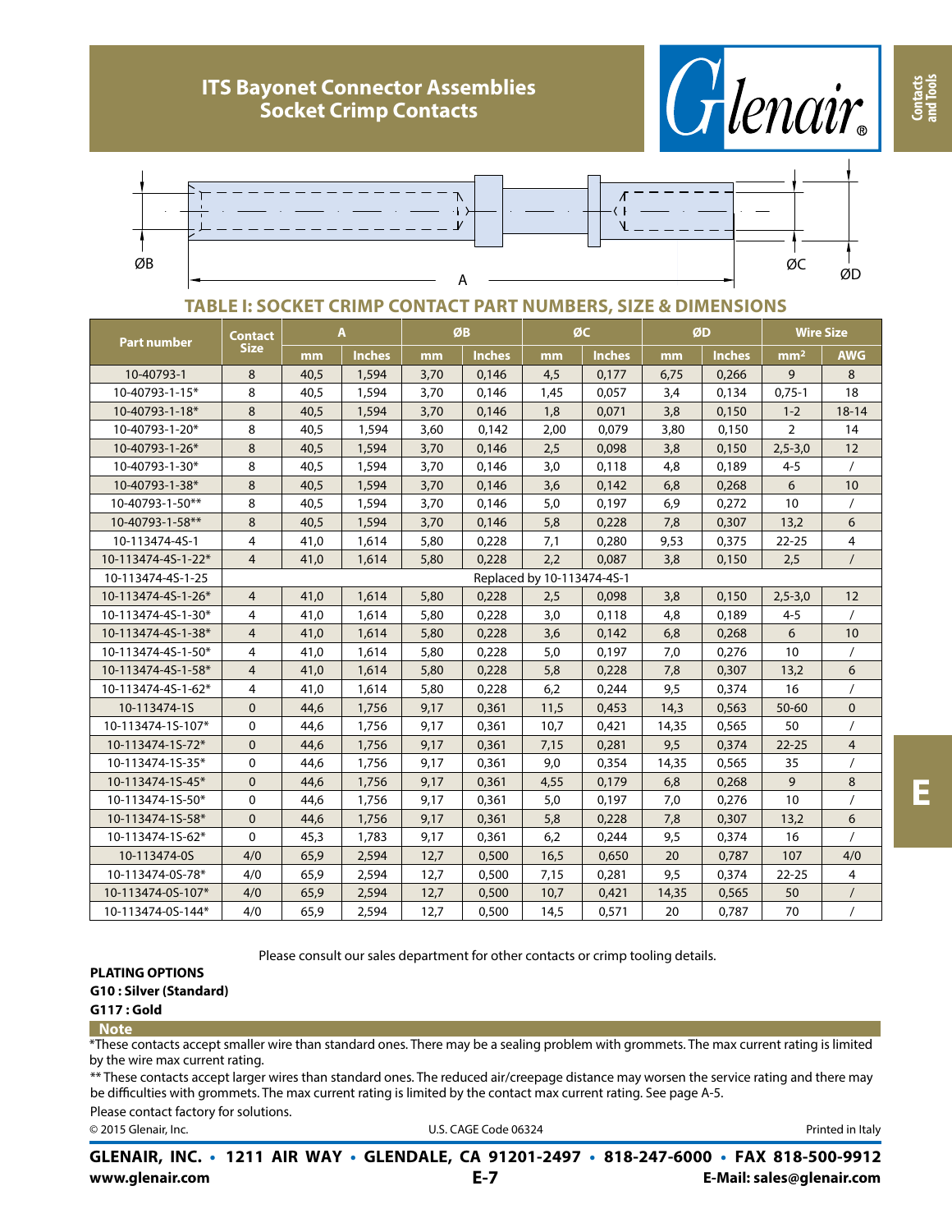# ITS Bayonet Connector Assemblies
## Socket Crimp Contacts

ØB

A

ØC

ØD

### TABLE I: SOCKET CRIMP CONTACT PART NUMBERS, SIZE & DIMENSIONS

| Part number | Contact Size | A | | ØB | | ØC | | ØD | | Wire Size | |
|---|---|---|---|---|---|---|---|---|---|---|---|
| | | mm | Inches | mm | Inches | mm | Inches | mm | Inches | mm² | AWG |
| 10-40793-1 | 8 | 40,5 | 1,594 | 3,70 | 0,146 | 4,5 | 0,177 | 6,75 | 0,266 | 9 | 8 |
| 10-40793-1-15* | 8 | 40,5 | 1,594 | 3,70 | 0,146 | 1,45 | 0,057 | 3,4 | 0,134 | 0,75-1 | 18 |
| 10-40793-1-18* | 8 | 40,5 | 1,594 | 3,70 | 0,146 | 1,8 | 0,071 | 3,8 | 0,150 | 1-2 | 18-14 |
| 10-40793-1-20* | 8 | 40,5 | 1,594 | 3,60 | 0,142 | 2,00 | 0,079 | 3,80 | 0,150 | 2 | 14 |
| 10-40793-1-26* | 8 | 40,5 | 1,594 | 3,70 | 0,146 | 2,5 | 0,098 | 3,8 | 0,150 | 2,5-3,0 | 12 |
| 10-40793-1-30* | 8 | 40,5 | 1,594 | 3,70 | 0,146 | 3,0 | 0,118 | 4,8 | 0,189 | 4-5 | / |
| 10-40793-1-38* | 8 | 40,5 | 1,594 | 3,70 | 0,146 | 3,6 | 0,142 | 6,8 | 0,268 | 6 | 10 |
| 10-40793-1-50** | 8 | 40,5 | 1,594 | 3,70 | 0,146 | 5,0 | 0,197 | 6,9 | 0,272 | 10 | / |
| 10-40793-1-58** | 8 | 40,5 | 1,594 | 3,70 | 0,146 | 5,8 | 0,228 | 7,8 | 0,307 | 13,2 | 6 |
| 10-113474-4S-1 | 4 | 41,0 | 1,614 | 5,80 | 0,228 | 7,1 | 0,280 | 9,53 | 0,375 | 22-25 | 4 |
| 10-113474-4S-1-22* | 4 | 41,0 | 1,614 | 5,80 | 0,228 | 2,2 | 0,087 | 3,8 | 0,150 | 2,5 | / |
| 10-113474-4S-1-25 | Replaced by 10-113474-4S-1 | | | | | | | | | | |
| 10-113474-4S-1-26* | 4 | 41,0 | 1,614 | 5,80 | 0,228 | 2,5 | 0,098 | 3,8 | 0,150 | 2,5-3,0 | 12 |
| 10-113474-4S-1-30* | 4 | 41,0 | 1,614 | 5,80 | 0,228 | 3,0 | 0,118 | 4,8 | 0,189 | 4-5 | / |
| 10-113474-4S-1-38* | 4 | 41,0 | 1,614 | 5,80 | 0,228 | 3,6 | 0,142 | 6,8 | 0,268 | 6 | 10 |
| 10-113474-4S-1-50* | 4 | 41,0 | 1,614 | 5,80 | 0,228 | 5,0 | 0,197 | 7,0 | 0,276 | 10 | / |
| 10-113474-4S-1-58* | 4 | 41,0 | 1,614 | 5,80 | 0,228 | 5,8 | 0,228 | 7,8 | 0,307 | 13,2 | 6 |
| 10-113474-4S-1-62* | 4 | 41,0 | 1,614 | 5,80 | 0,228 | 6,2 | 0,244 | 9,5 | 0,374 | 16 | / |
| 10-113474-1S | 0 | 44,6 | 1,756 | 9,17 | 0,361 | 11,5 | 0,453 | 14,3 | 0,563 | 50-60 | 0 |
| 10-113474-1S-107* | 0 | 44,6 | 1,756 | 9,17 | 0,361 | 10,7 | 0,421 | 14,35 | 0,565 | 50 | / |
| 10-113474-1S-72* | 0 | 44,6 | 1,756 | 9,17 | 0,361 | 7,15 | 0,281 | 9,5 | 0,374 | 22-25 | 4 |
| 10-113474-1S-35* | 0 | 44,6 | 1,756 | 9,17 | 0,361 | 9,0 | 0,354 | 14,35 | 0,565 | 35 | / |
| 10-113474-1S-45* | 0 | 44,6 | 1,756 | 9,17 | 0,361 | 4,55 | 0,179 | 6,8 | 0,268 | 9 | 8 |
| 10-113474-1S-50* | 0 | 44,6 | 1,756 | 9,17 | 0,361 | 5,0 | 0,197 | 7,0 | 0,276 | 10 | / |
| 10-113474-1S-58* | 0 | 44,6 | 1,756 | 9,17 | 0,361 | 5,8 | 0,228 | 7,8 | 0,307 | 13,2 | 6 |
| 10-113474-1S-62* | 0 | 45,3 | 1,783 | 9,17 | 0,361 | 6,2 | 0,244 | 9,5 | 0,374 | 16 | / |
| 10-113474-0S | 4/0 | 65,9 | 2,594 | 12,7 | 0,500 | 16,5 | 0,650 | 20 | 0,787 | 107 | 4/0 |
| 10-113474-0S-78* | 4/0 | 65,9 | 2,594 | 12,7 | 0,500 | 7,15 | 0,281 | 9,5 | 0,374 | 22-25 | 4 |
| 10-113474-0S-107* | 4/0 | 65,9 | 2,594 | 12,7 | 0,500 | 10,7 | 0,421 | 14,35 | 0,565 | 50 | / |
| 10-113474-0S-144* | 4/0 | 65,9 | 2,594 | 12,7 | 0,500 | 14,5 | 0,571 | 20 | 0,787 | 70 | / |

Please consult our sales department for other contacts or crimp tooling details.

**PLATING OPTIONS**
**G10 : Silver (Standard)**
**G117 : Gold**

**Note**

*These contacts accept smaller wire than standard ones. There may be a sealing problem with grommets. The max current rating is limited by the wire max current rating.

** These contacts accept larger wires than standard ones. The reduced air/creepage distance may worsen the service rating and there may be difficulties with grommets. The max current rating is limited by the contact max current rating. See page A-5.

Please contact factory for solutions.